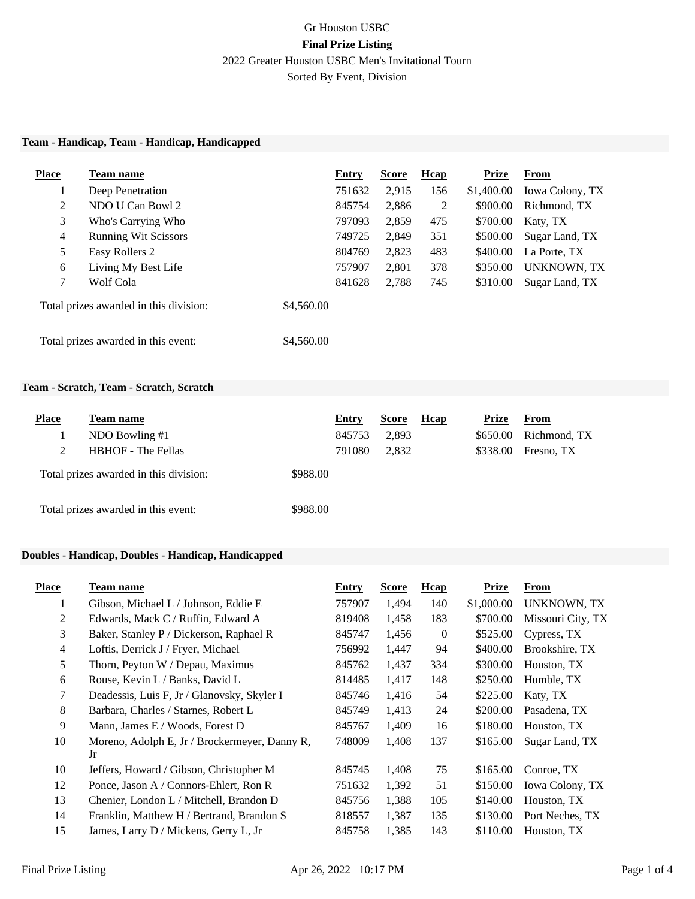Gr Houston USBC

**Final Prize Listing**

2022 Greater Houston USBC Men's Invitational Tourn

Sorted By Event, Division

### Team - Handicap, Team - Handicap, Handicapped

| Place | Team name | Entry | Score | Hcap | Prize | From |
|---|---|---|---|---|---|---|
| 1 | Deep Penetration | 751632 | 2,915 | 156 | $1,400.00 | Iowa Colony, TX |
| 2 | NDO U Can Bowl 2 | 845754 | 2,886 | 2 | $900.00 | Richmond, TX |
| 3 | Who's Carrying Who | 797093 | 2,859 | 475 | $700.00 | Katy, TX |
| 4 | Running Wit Scissors | 749725 | 2,849 | 351 | $500.00 | Sugar Land, TX |
| 5 | Easy Rollers 2 | 804769 | 2,823 | 483 | $400.00 | La Porte, TX |
| 6 | Living My Best Life | 757907 | 2,801 | 378 | $350.00 | UNKNOWN, TX |
| 7 | Wolf Cola | 841628 | 2,788 | 745 | $310.00 | Sugar Land, TX |

Total prizes awarded in this division: $4,560.00

Total prizes awarded in this event: $4,560.00

### Team - Scratch, Team - Scratch, Scratch

| Place | Team name | Entry | Score | Hcap | Prize | From |
|---|---|---|---|---|---|---|
| 1 | NDO Bowling #1 | 845753 | 2,893 | | $650.00 | Richmond, TX |
| 2 | HBHOF - The Fellas | 791080 | 2,832 | | $338.00 | Fresno, TX |

Total prizes awarded in this division: $988.00

Total prizes awarded in this event: $988.00

### Doubles - Handicap, Doubles - Handicap, Handicapped

| Place | Team name | Entry | Score | Hcap | Prize | From |
|---|---|---|---|---|---|---|
| 1 | Gibson, Michael L / Johnson, Eddie E | 757907 | 1,494 | 140 | $1,000.00 | UNKNOWN, TX |
| 2 | Edwards, Mack C / Ruffin, Edward A | 819408 | 1,458 | 183 | $700.00 | Missouri City, TX |
| 3 | Baker, Stanley P / Dickerson, Raphael R | 845747 | 1,456 | 0 | $525.00 | Cypress, TX |
| 4 | Loftis, Derrick J / Fryer, Michael | 756992 | 1,447 | 94 | $400.00 | Brookshire, TX |
| 5 | Thorn, Peyton W / Depau, Maximus | 845762 | 1,437 | 334 | $300.00 | Houston, TX |
| 6 | Rouse, Kevin L / Banks, David L | 814485 | 1,417 | 148 | $250.00 | Humble, TX |
| 7 | Deadessis, Luis F, Jr / Glanovsky, Skyler I | 845746 | 1,416 | 54 | $225.00 | Katy, TX |
| 8 | Barbara, Charles / Starnes, Robert L | 845749 | 1,413 | 24 | $200.00 | Pasadena, TX |
| 9 | Mann, James E / Woods, Forest D | 845767 | 1,409 | 16 | $180.00 | Houston, TX |
| 10 | Moreno, Adolph E, Jr / Brockermeyer, Danny R, Jr | 748009 | 1,408 | 137 | $165.00 | Sugar Land, TX |
| 10 | Jeffers, Howard / Gibson, Christopher M | 845745 | 1,408 | 75 | $165.00 | Conroe, TX |
| 12 | Ponce, Jason A / Connors-Ehlert, Ron R | 751632 | 1,392 | 51 | $150.00 | Iowa Colony, TX |
| 13 | Chenier, London L / Mitchell, Brandon D | 845756 | 1,388 | 105 | $140.00 | Houston, TX |
| 14 | Franklin, Matthew H / Bertrand, Brandon S | 818557 | 1,387 | 135 | $130.00 | Port Neches, TX |
| 15 | James, Larry D / Mickens, Gerry L, Jr | 845758 | 1,385 | 143 | $110.00 | Houston, TX |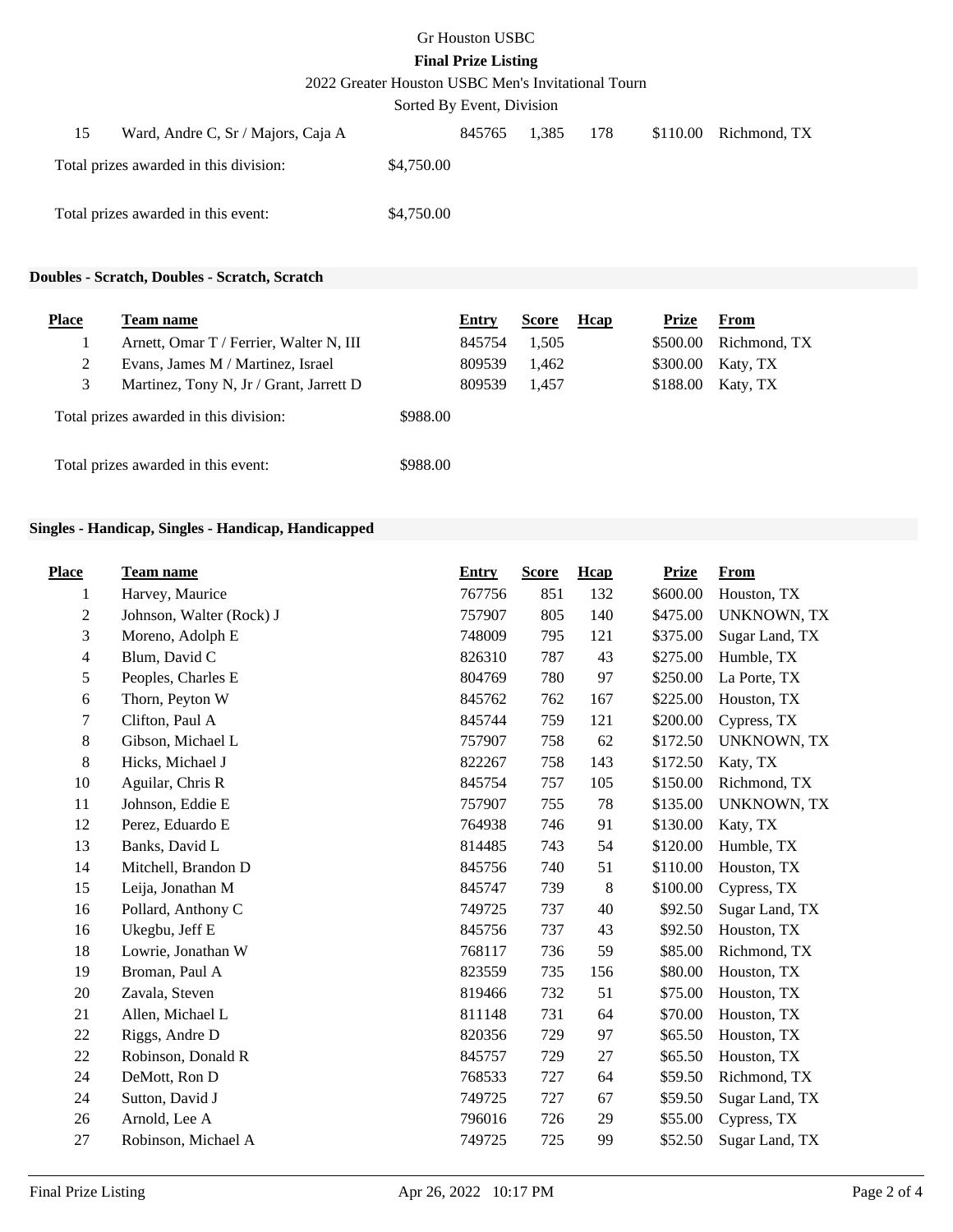Gr Houston USBC

**Final Prize Listing**

2022 Greater Houston USBC Men's Invitational Tourn

Sorted By Event, Division

| Place | Team name | Entry | Score | Hcap | Prize | From |
|---|---|---|---|---|---|---|
| 15 | Ward, Andre C, Sr / Majors, Caja A | 845765 | 1,385 | 178 | $110.00 | Richmond, TX |

Total prizes awarded in this division: $4,750.00

Total prizes awarded in this event: $4,750.00

### Doubles - Scratch, Doubles - Scratch, Scratch

| Place | Team name | Entry | Score | Hcap | Prize | From |
|---|---|---|---|---|---|---|
| 1 | Arnett, Omar T / Ferrier, Walter N, III | 845754 | 1,505 | | $500.00 | Richmond, TX |
| 2 | Evans, James M / Martinez, Israel | 809539 | 1,462 | | $300.00 | Katy, TX |
| 3 | Martinez, Tony N, Jr / Grant, Jarrett D | 809539 | 1,457 | | $188.00 | Katy, TX |

Total prizes awarded in this division: $988.00

Total prizes awarded in this event: $988.00

### Singles - Handicap, Singles - Handicap, Handicapped

| Place | Team name | Entry | Score | Hcap | Prize | From |
|---|---|---|---|---|---|---|
| 1 | Harvey, Maurice | 767756 | 851 | 132 | $600.00 | Houston, TX |
| 2 | Johnson, Walter (Rock) J | 757907 | 805 | 140 | $475.00 | UNKNOWN, TX |
| 3 | Moreno, Adolph E | 748009 | 795 | 121 | $375.00 | Sugar Land, TX |
| 4 | Blum, David C | 826310 | 787 | 43 | $275.00 | Humble, TX |
| 5 | Peoples, Charles E | 804769 | 780 | 97 | $250.00 | La Porte, TX |
| 6 | Thorn, Peyton W | 845762 | 762 | 167 | $225.00 | Houston, TX |
| 7 | Clifton, Paul A | 845744 | 759 | 121 | $200.00 | Cypress, TX |
| 8 | Gibson, Michael L | 757907 | 758 | 62 | $172.50 | UNKNOWN, TX |
| 8 | Hicks, Michael J | 822267 | 758 | 143 | $172.50 | Katy, TX |
| 10 | Aguilar, Chris R | 845754 | 757 | 105 | $150.00 | Richmond, TX |
| 11 | Johnson, Eddie E | 757907 | 755 | 78 | $135.00 | UNKNOWN, TX |
| 12 | Perez, Eduardo E | 764938 | 746 | 91 | $130.00 | Katy, TX |
| 13 | Banks, David L | 814485 | 743 | 54 | $120.00 | Humble, TX |
| 14 | Mitchell, Brandon D | 845756 | 740 | 51 | $110.00 | Houston, TX |
| 15 | Leija, Jonathan M | 845747 | 739 | 8 | $100.00 | Cypress, TX |
| 16 | Pollard, Anthony C | 749725 | 737 | 40 | $92.50 | Sugar Land, TX |
| 16 | Ukegbu, Jeff E | 845756 | 737 | 43 | $92.50 | Houston, TX |
| 18 | Lowrie, Jonathan W | 768117 | 736 | 59 | $85.00 | Richmond, TX |
| 19 | Broman, Paul A | 823559 | 735 | 156 | $80.00 | Houston, TX |
| 20 | Zavala, Steven | 819466 | 732 | 51 | $75.00 | Houston, TX |
| 21 | Allen, Michael L | 811148 | 731 | 64 | $70.00 | Houston, TX |
| 22 | Riggs, Andre D | 820356 | 729 | 97 | $65.50 | Houston, TX |
| 22 | Robinson, Donald R | 845757 | 729 | 27 | $65.50 | Houston, TX |
| 24 | DeMott, Ron D | 768533 | 727 | 64 | $59.50 | Richmond, TX |
| 24 | Sutton, David J | 749725 | 727 | 67 | $59.50 | Sugar Land, TX |
| 26 | Arnold, Lee A | 796016 | 726 | 29 | $55.00 | Cypress, TX |
| 27 | Robinson, Michael A | 749725 | 725 | 99 | $52.50 | Sugar Land, TX |

Final Prize Listing Apr 26, 2022 10:17 PM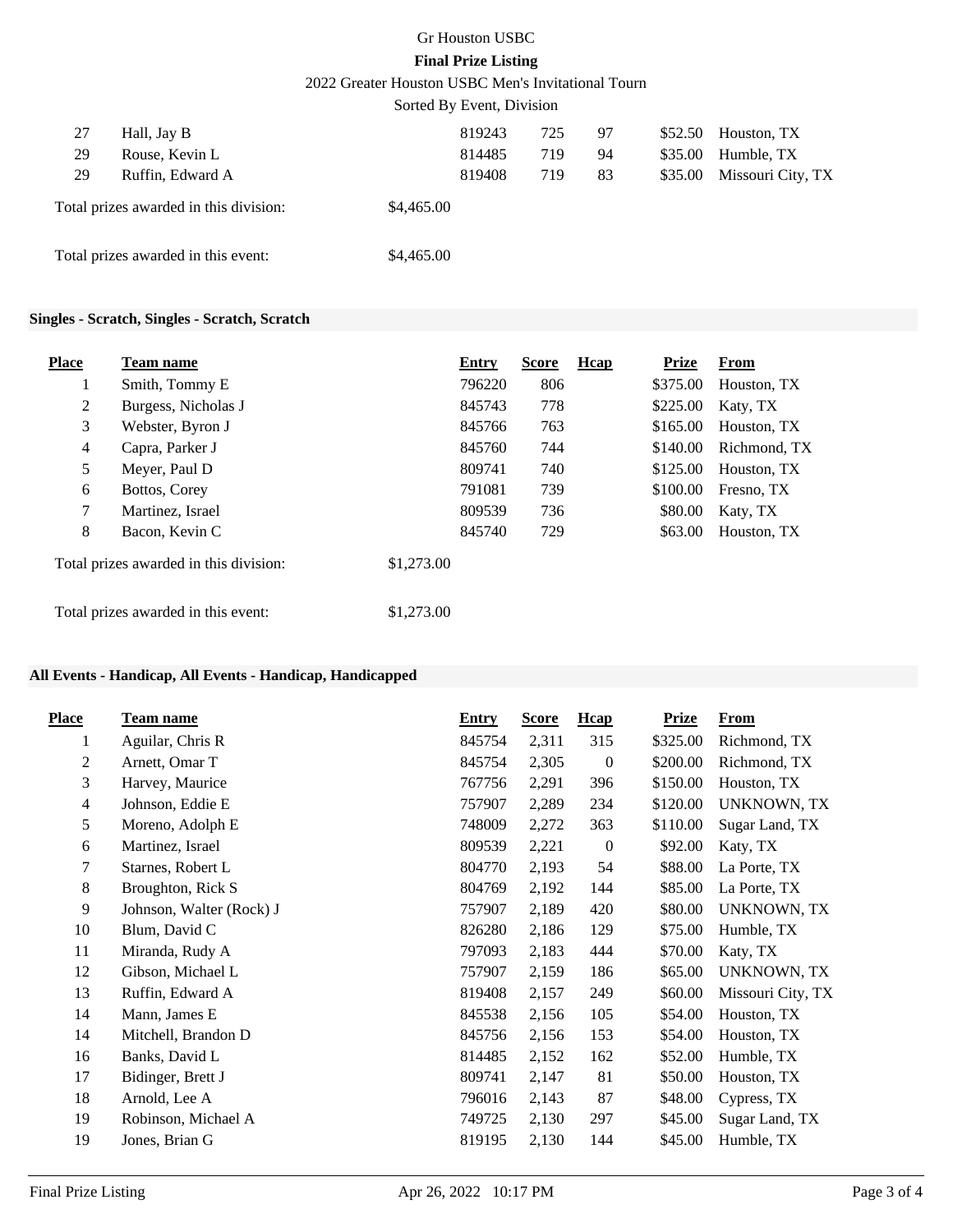| | | | | | | |
|---|---|---|---|---|---|---|
| 27 | Hall, Jay B | 819243 | 725 | 97 | $52.50 | Houston, TX |
| 29 | Rouse, Kevin L | 814485 | 719 | 94 | $35.00 | Humble, TX |
| 29 | Ruffin, Edward A | 819408 | 719 | 83 | $35.00 | Missouri City, TX |

Total prizes awarded in this division: $4,465.00

Total prizes awarded in this event: $4,465.00

### Singles - Scratch, Singles - Scratch, Scratch

| Place | Team name | Entry | Score | Hcap | Prize | From |
|---|---|---|---|---|---|---|
| 1 | Smith, Tommy E | 796220 | 806 | | $375.00 | Houston, TX |
| 2 | Burgess, Nicholas J | 845743 | 778 | | $225.00 | Katy, TX |
| 3 | Webster, Byron J | 845766 | 763 | | $165.00 | Houston, TX |
| 4 | Capra, Parker J | 845760 | 744 | | $140.00 | Richmond, TX |
| 5 | Meyer, Paul D | 809741 | 740 | | $125.00 | Houston, TX |
| 6 | Bottos, Corey | 791081 | 739 | | $100.00 | Fresno, TX |
| 7 | Martinez, Israel | 809539 | 736 | | $80.00 | Katy, TX |
| 8 | Bacon, Kevin C | 845740 | 729 | | $63.00 | Houston, TX |

Total prizes awarded in this division: $1,273.00

Total prizes awarded in this event: $1,273.00

### All Events - Handicap, All Events - Handicap, Handicapped

| Place | Team name | Entry | Score | Hcap | Prize | From |
|---|---|---|---|---|---|---|
| 1 | Aguilar, Chris R | 845754 | 2,311 | 315 | $325.00 | Richmond, TX |
| 2 | Arnett, Omar T | 845754 | 2,305 | 0 | $200.00 | Richmond, TX |
| 3 | Harvey, Maurice | 767756 | 2,291 | 396 | $150.00 | Houston, TX |
| 4 | Johnson, Eddie E | 757907 | 2,289 | 234 | $120.00 | UNKNOWN, TX |
| 5 | Moreno, Adolph E | 748009 | 2,272 | 363 | $110.00 | Sugar Land, TX |
| 6 | Martinez, Israel | 809539 | 2,221 | 0 | $92.00 | Katy, TX |
| 7 | Starnes, Robert L | 804770 | 2,193 | 54 | $88.00 | La Porte, TX |
| 8 | Broughton, Rick S | 804769 | 2,192 | 144 | $85.00 | La Porte, TX |
| 9 | Johnson, Walter (Rock) J | 757907 | 2,189 | 420 | $80.00 | UNKNOWN, TX |
| 10 | Blum, David C | 826280 | 2,186 | 129 | $75.00 | Humble, TX |
| 11 | Miranda, Rudy A | 797093 | 2,183 | 444 | $70.00 | Katy, TX |
| 12 | Gibson, Michael L | 757907 | 2,159 | 186 | $65.00 | UNKNOWN, TX |
| 13 | Ruffin, Edward A | 819408 | 2,157 | 249 | $60.00 | Missouri City, TX |
| 14 | Mann, James E | 845538 | 2,156 | 105 | $54.00 | Houston, TX |
| 14 | Mitchell, Brandon D | 845756 | 2,156 | 153 | $54.00 | Houston, TX |
| 16 | Banks, David L | 814485 | 2,152 | 162 | $52.00 | Humble, TX |
| 17 | Bidinger, Brett J | 809741 | 2,147 | 81 | $50.00 | Houston, TX |
| 18 | Arnold, Lee A | 796016 | 2,143 | 87 | $48.00 | Cypress, TX |
| 19 | Robinson, Michael A | 749725 | 2,130 | 297 | $45.00 | Sugar Land, TX |
| 19 | Jones, Brian G | 819195 | 2,130 | 144 | $45.00 | Humble, TX |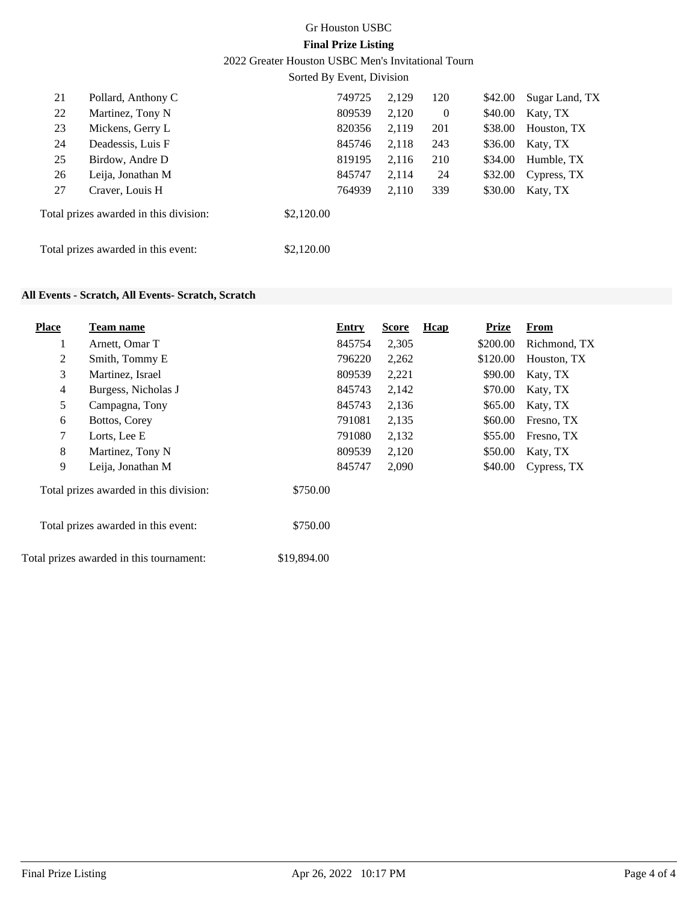# Gr Houston USBC

**Final Prize Listing**

2022 Greater Houston USBC Men's Invitational Tourn

Sorted By Event, Division

| | | | | | | |
|---|---|---|---|---|---|---|
| 21 | Pollard, Anthony C | 749725 | 2,129 | 120 | $42.00 | Sugar Land, TX |
| 22 | Martinez, Tony N | 809539 | 2,120 | 0 | $40.00 | Katy, TX |
| 23 | Mickens, Gerry L | 820356 | 2,119 | 201 | $38.00 | Houston, TX |
| 24 | Deadessis, Luis F | 845746 | 2,118 | 243 | $36.00 | Katy, TX |
| 25 | Birdow, Andre D | 819195 | 2,116 | 210 | $34.00 | Humble, TX |
| 26 | Leija, Jonathan M | 845747 | 2,114 | 24 | $32.00 | Cypress, TX |
| 27 | Craver, Louis H | 764939 | 2,110 | 339 | $30.00 | Katy, TX |

Total prizes awarded in this division: $2,120.00

Total prizes awarded in this event: $2,120.00

**All Events - Scratch, All Events- Scratch, Scratch**

| Place | Team name | Entry | Score | Hcap | Prize | From |
|---|---|---|---|---|---|---|
| 1 | Arnett, Omar T | 845754 | 2,305 | | $200.00 | Richmond, TX |
| 2 | Smith, Tommy E | 796220 | 2,262 | | $120.00 | Houston, TX |
| 3 | Martinez, Israel | 809539 | 2,221 | | $90.00 | Katy, TX |
| 4 | Burgess, Nicholas J | 845743 | 2,142 | | $70.00 | Katy, TX |
| 5 | Campagna, Tony | 845743 | 2,136 | | $65.00 | Katy, TX |
| 6 | Bottos, Corey | 791081 | 2,135 | | $60.00 | Fresno, TX |
| 7 | Lorts, Lee E | 791080 | 2,132 | | $55.00 | Fresno, TX |
| 8 | Martinez, Tony N | 809539 | 2,120 | | $50.00 | Katy, TX |
| 9 | Leija, Jonathan M | 845747 | 2,090 | | $40.00 | Cypress, TX |

Total prizes awarded in this division: $750.00

Total prizes awarded in this event: $750.00

Total prizes awarded in this tournament: $19,894.00